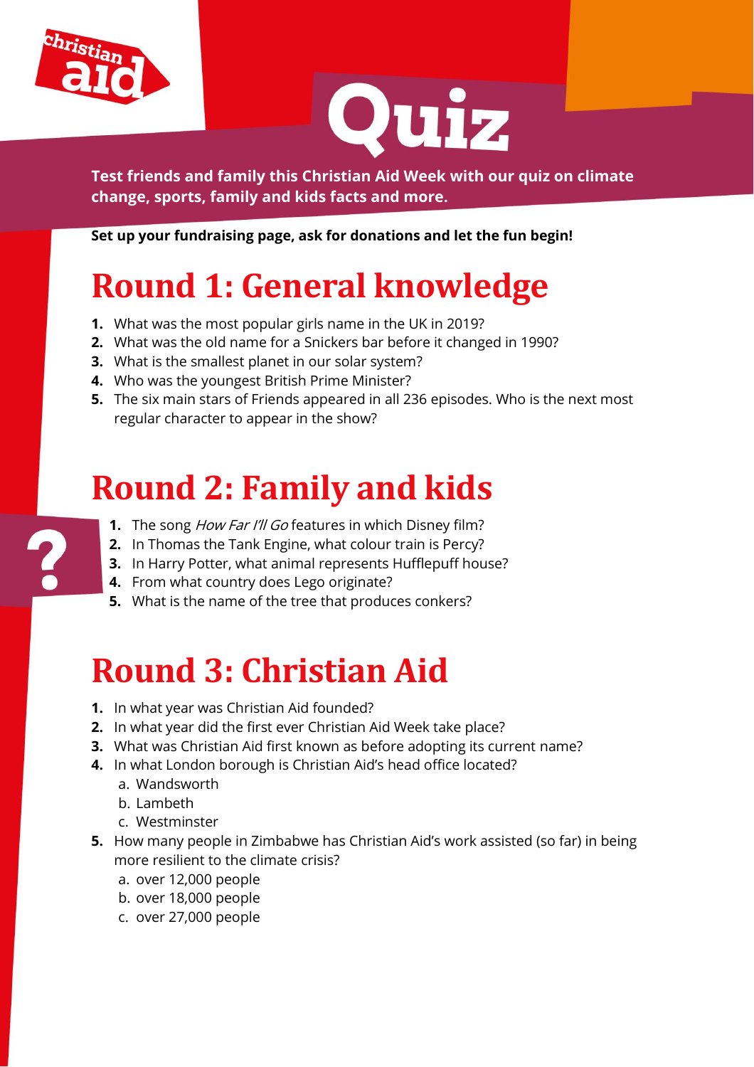# Quiz

**Test friends and family this Christian Aid Week with our quiz on climate change, sports, family and kids facts and more.**

**Set up your fundraising page, ask for donations and let the fun begin!**

## Round 1: General knowledge

1. What was the most popular girls name in the UK in 2019?
2. What was the old name for a Snickers bar before it changed in 1990?
3. What is the smallest planet in our solar system?
4. Who was the youngest British Prime Minister?
5. The six main stars of Friends appeared in all 236 episodes. Who is the next most regular character to appear in the show?

## Round 2: Family and kids

1. The song *How Far I'll Go* features in which Disney film?
2. In Thomas the Tank Engine, what colour train is Percy?
3. In Harry Potter, what animal represents Hufflepuff house?
4. From what country does Lego originate?
5. What is the name of the tree that produces conkers?

## Round 3: Christian Aid

1. In what year was Christian Aid founded?
2. In what year did the first ever Christian Aid Week take place?
3. What was Christian Aid first known as before adopting its current name?
4. In what London borough is Christian Aid's head office located?
   a. Wandsworth
   b. Lambeth
   c. Westminster
5. How many people in Zimbabwe has Christian Aid's work assisted (so far) in being more resilient to the climate crisis?
   a. over 12,000 people
   b. over 18,000 people
   c. over 27,000 people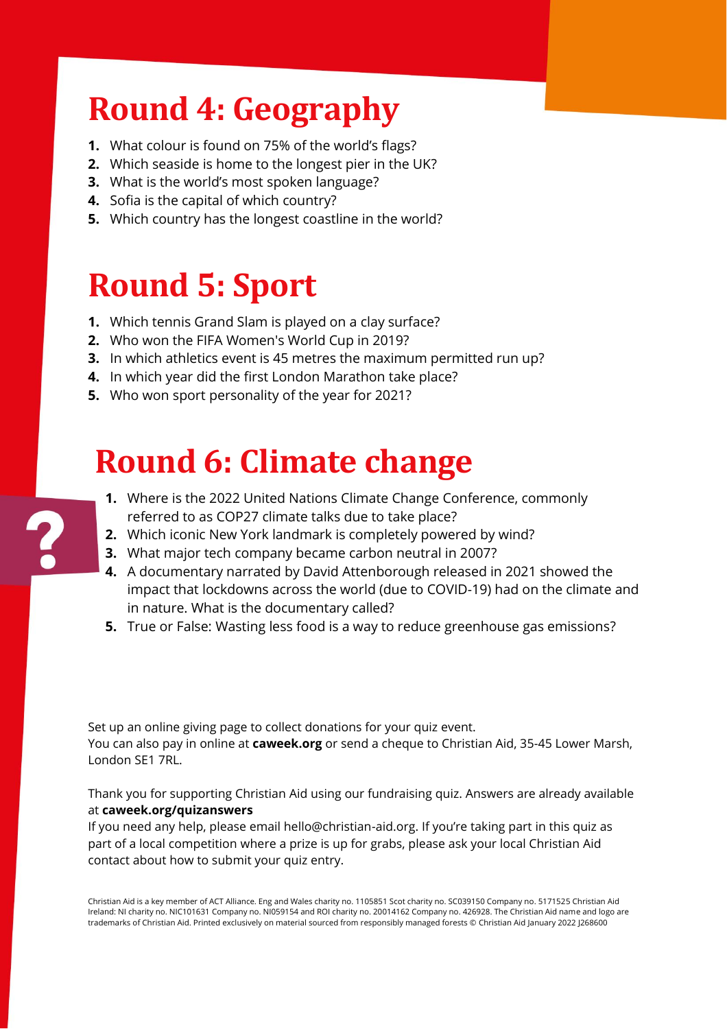## Round 4: Geography

1. What colour is found on 75% of the world's flags?
2. Which seaside is home to the longest pier in the UK?
3. What is the world's most spoken language?
4. Sofia is the capital of which country?
5. Which country has the longest coastline in the world?

## Round 5: Sport

1. Which tennis Grand Slam is played on a clay surface?
2. Who won the FIFA Women's World Cup in 2019?
3. In which athletics event is 45 metres the maximum permitted run up?
4. In which year did the first London Marathon take place?
5. Who won sport personality of the year for 2021?

## Round 6: Climate change

1. Where is the 2022 United Nations Climate Change Conference, commonly referred to as COP27 climate talks due to take place?
2. Which iconic New York landmark is completely powered by wind?
3. What major tech company became carbon neutral in 2007?
4. A documentary narrated by David Attenborough released in 2021 showed the impact that lockdowns across the world (due to COVID-19) had on the climate and in nature. What is the documentary called?
5. True or False: Wasting less food is a way to reduce greenhouse gas emissions?

Set up an online giving page to collect donations for your quiz event.
You can also pay in online at **caweek.org** or send a cheque to Christian Aid, 35-45 Lower Marsh, London SE1 7RL.

Thank you for supporting Christian Aid using our fundraising quiz. Answers are already available at **caweek.org/quizanswers**
If you need any help, please email hello@christian-aid.org. If you're taking part in this quiz as part of a local competition where a prize is up for grabs, please ask your local Christian Aid contact about how to submit your quiz entry.

Christian Aid is a key member of ACT Alliance. Eng and Wales charity no. 1105851 Scot charity no. SC039150 Company no. 5171525 Christian Aid Ireland: NI charity no. NIC101631 Company no. NI059154 and ROI charity no. 20014162 Company no. 426928. The Christian Aid name and logo are trademarks of Christian Aid. Printed exclusively on material sourced from responsibly managed forests © Christian Aid January 2022 J268600